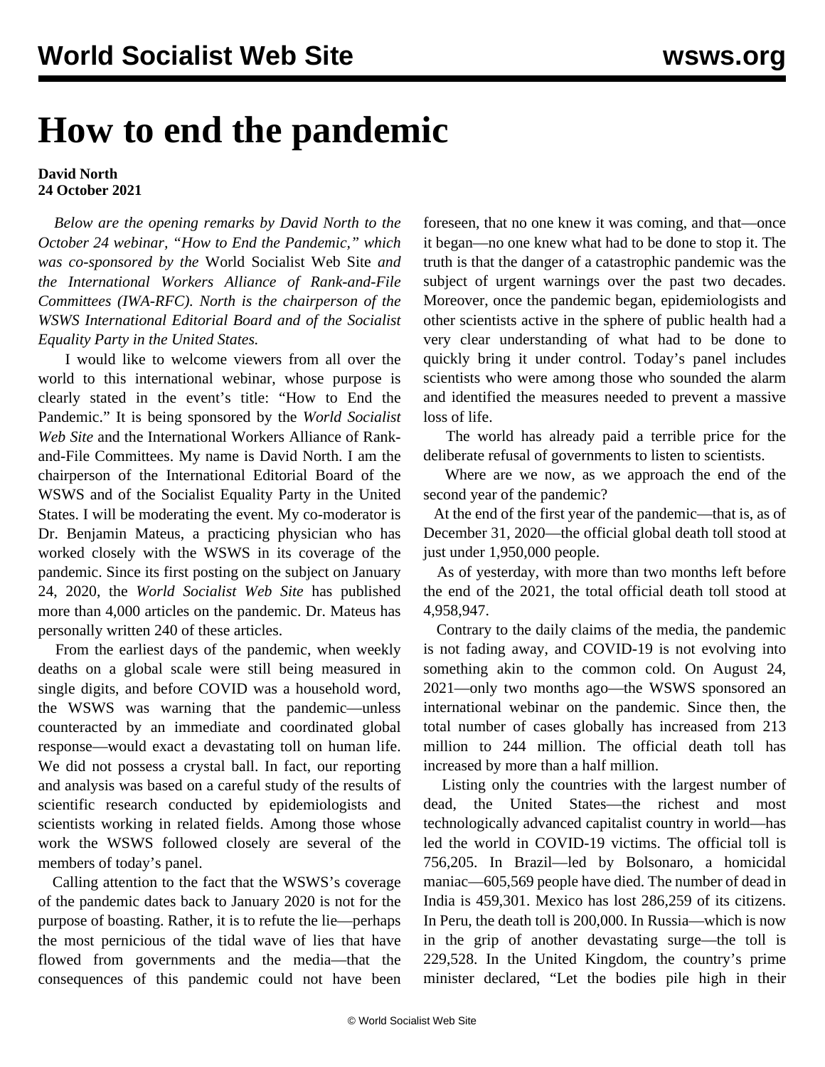# How to end the pandemic

**David North**
**24 October 2021**

*Below are the opening remarks by David North to the October 24 webinar, "How to End the Pandemic," which was co-sponsored by the* World Socialist Web Site *and the International Workers Alliance of Rank-and-File Committees (IWA-RFC). North is the chairperson of the WSWS International Editorial Board and of the Socialist Equality Party in the United States.*

I would like to welcome viewers from all over the world to this international webinar, whose purpose is clearly stated in the event's title: "How to End the Pandemic." It is being sponsored by the *World Socialist Web Site* and the International Workers Alliance of Rank-and-File Committees. My name is David North. I am the chairperson of the International Editorial Board of the WSWS and of the Socialist Equality Party in the United States. I will be moderating the event. My co-moderator is Dr. Benjamin Mateus, a practicing physician who has worked closely with the WSWS in its coverage of the pandemic. Since its first posting on the subject on January 24, 2020, the *World Socialist Web Site* has published more than 4,000 articles on the pandemic. Dr. Mateus has personally written 240 of these articles.

From the earliest days of the pandemic, when weekly deaths on a global scale were still being measured in single digits, and before COVID was a household word, the WSWS was warning that the pandemic—unless counteracted by an immediate and coordinated global response—would exact a devastating toll on human life. We did not possess a crystal ball. In fact, our reporting and analysis was based on a careful study of the results of scientific research conducted by epidemiologists and scientists working in related fields. Among those whose work the WSWS followed closely are several of the members of today's panel.

Calling attention to the fact that the WSWS's coverage of the pandemic dates back to January 2020 is not for the purpose of boasting. Rather, it is to refute the lie—perhaps the most pernicious of the tidal wave of lies that have flowed from governments and the media—that the consequences of this pandemic could not have been foreseen, that no one knew it was coming, and that—once it began—no one knew what had to be done to stop it. The truth is that the danger of a catastrophic pandemic was the subject of urgent warnings over the past two decades. Moreover, once the pandemic began, epidemiologists and other scientists active in the sphere of public health had a very clear understanding of what had to be done to quickly bring it under control. Today's panel includes scientists who were among those who sounded the alarm and identified the measures needed to prevent a massive loss of life.

The world has already paid a terrible price for the deliberate refusal of governments to listen to scientists.

Where are we now, as we approach the end of the second year of the pandemic?

At the end of the first year of the pandemic—that is, as of December 31, 2020—the official global death toll stood at just under 1,950,000 people.

As of yesterday, with more than two months left before the end of the 2021, the total official death toll stood at 4,958,947.

Contrary to the daily claims of the media, the pandemic is not fading away, and COVID-19 is not evolving into something akin to the common cold. On August 24, 2021—only two months ago—the WSWS sponsored an international webinar on the pandemic. Since then, the total number of cases globally has increased from 213 million to 244 million. The official death toll has increased by more than a half million.

Listing only the countries with the largest number of dead, the United States—the richest and most technologically advanced capitalist country in world—has led the world in COVID-19 victims. The official toll is 756,205. In Brazil—led by Bolsonaro, a homicidal maniac—605,569 people have died. The number of dead in India is 459,301. Mexico has lost 286,259 of its citizens. In Peru, the death toll is 200,000. In Russia—which is now in the grip of another devastating surge—the toll is 229,528. In the United Kingdom, the country's prime minister declared, "Let the bodies pile high in their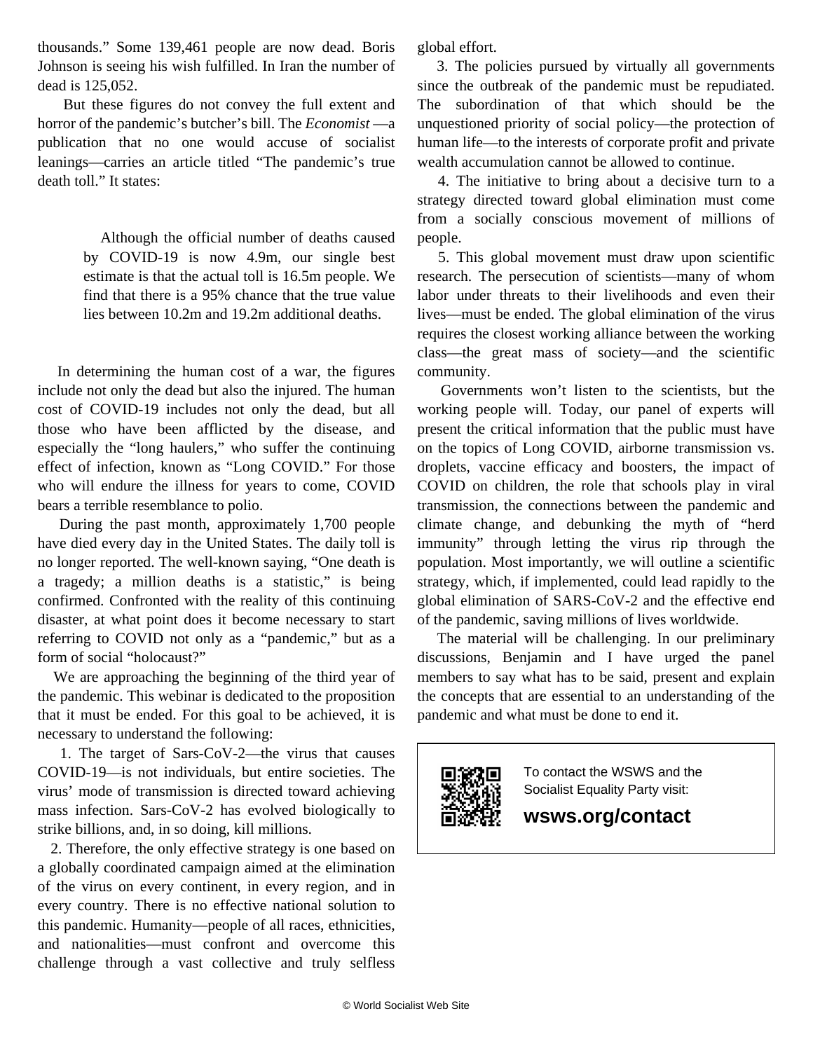thousands." Some 139,461 people are now dead. Boris Johnson is seeing his wish fulfilled. In Iran the number of dead is 125,052.

But these figures do not convey the full extent and horror of the pandemic's butcher's bill. The *Economist* —a publication that no one would accuse of socialist leanings—carries an article titled "The pandemic's true death toll." It states:

> Although the official number of deaths caused by COVID-19 is now 4.9m, our single best estimate is that the actual toll is 16.5m people. We find that there is a 95% chance that the true value lies between 10.2m and 19.2m additional deaths.

In determining the human cost of a war, the figures include not only the dead but also the injured. The human cost of COVID-19 includes not only the dead, but all those who have been afflicted by the disease, and especially the "long haulers," who suffer the continuing effect of infection, known as "Long COVID." For those who will endure the illness for years to come, COVID bears a terrible resemblance to polio.

During the past month, approximately 1,700 people have died every day in the United States. The daily toll is no longer reported. The well-known saying, "One death is a tragedy; a million deaths is a statistic," is being confirmed. Confronted with the reality of this continuing disaster, at what point does it become necessary to start referring to COVID not only as a "pandemic," but as a form of social "holocaust?"

We are approaching the beginning of the third year of the pandemic. This webinar is dedicated to the proposition that it must be ended. For this goal to be achieved, it is necessary to understand the following:

1. The target of Sars-CoV-2—the virus that causes COVID-19—is not individuals, but entire societies. The virus' mode of transmission is directed toward achieving mass infection. Sars-CoV-2 has evolved biologically to strike billions, and, in so doing, kill millions.

2. Therefore, the only effective strategy is one based on a globally coordinated campaign aimed at the elimination of the virus on every continent, in every region, and in every country. There is no effective national solution to this pandemic. Humanity—people of all races, ethnicities, and nationalities—must confront and overcome this challenge through a vast collective and truly selfless global effort.

3. The policies pursued by virtually all governments since the outbreak of the pandemic must be repudiated. The subordination of that which should be the unquestioned priority of social policy—the protection of human life—to the interests of corporate profit and private wealth accumulation cannot be allowed to continue.

4. The initiative to bring about a decisive turn to a strategy directed toward global elimination must come from a socially conscious movement of millions of people.

5. This global movement must draw upon scientific research. The persecution of scientists—many of whom labor under threats to their livelihoods and even their lives—must be ended. The global elimination of the virus requires the closest working alliance between the working class—the great mass of society—and the scientific community.

Governments won't listen to the scientists, but the working people will. Today, our panel of experts will present the critical information that the public must have on the topics of Long COVID, airborne transmission vs. droplets, vaccine efficacy and boosters, the impact of COVID on children, the role that schools play in viral transmission, the connections between the pandemic and climate change, and debunking the myth of "herd immunity" through letting the virus rip through the population. Most importantly, we will outline a scientific strategy, which, if implemented, could lead rapidly to the global elimination of SARS-CoV-2 and the effective end of the pandemic, saving millions of lives worldwide.

The material will be challenging. In our preliminary discussions, Benjamin and I have urged the panel members to say what has to be said, present and explain the concepts that are essential to an understanding of the pandemic and what must be done to end it.

To contact the WSWS and the Socialist Equality Party visit:

**wsws.org/contact**